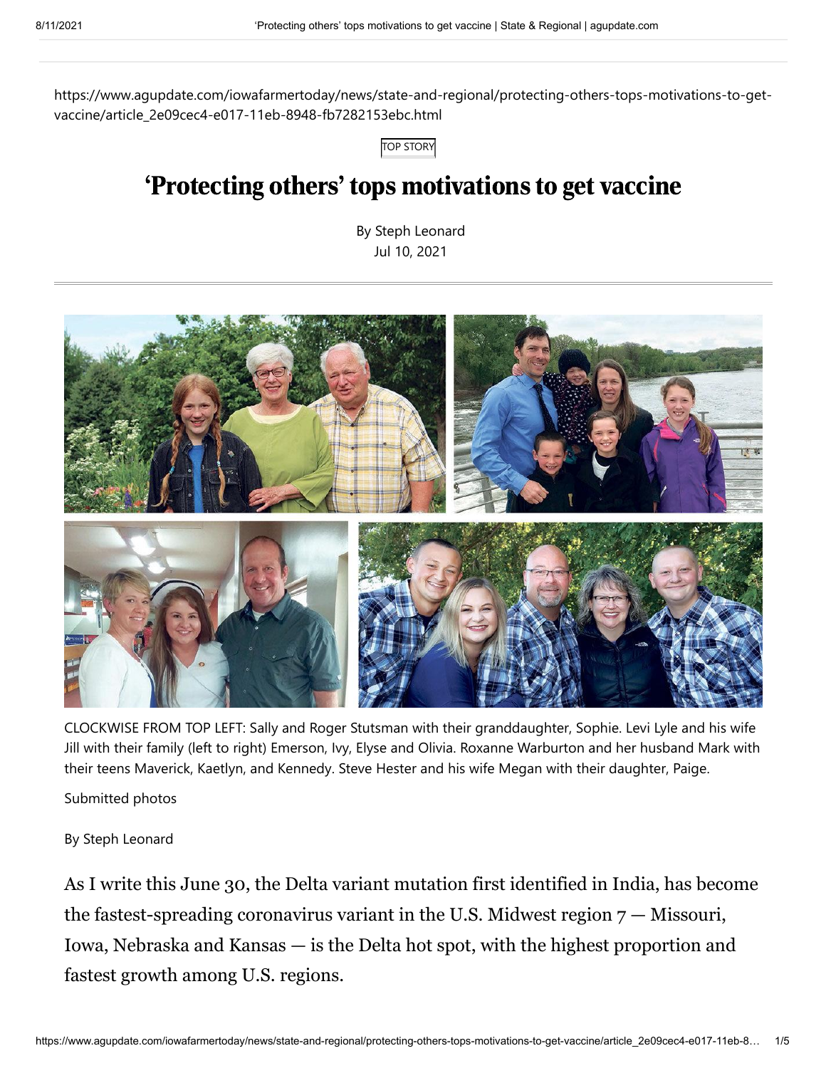https://www.agupdate.com/iowafarmertoday/news/state-and-regional/protecting-others-tops-motivations-to-get-vaccine/article_2e09cec4-e017-11eb-8948-fb7282153ebc.html

TOP STORY

# 'Protecting others' tops motivations to get vaccine

By Steph Leonard
Jul 10, 2021

CLOCKWISE FROM TOP LEFT: Sally and Roger Stutsman with their granddaughter, Sophie. Levi Lyle and his wife Jill with their family (left to right) Emerson, Ivy, Elyse and Olivia. Roxanne Warburton and her husband Mark with their teens Maverick, Kaetlyn, and Kennedy. Steve Hester and his wife Megan with their daughter, Paige.

Submitted photos

By Steph Leonard

As I write this June 30, the Delta variant mutation first identified in India, has become the fastest-spreading coronavirus variant in the U.S. Midwest region 7 — Missouri, Iowa, Nebraska and Kansas — is the Delta hot spot, with the highest proportion and fastest growth among U.S. regions.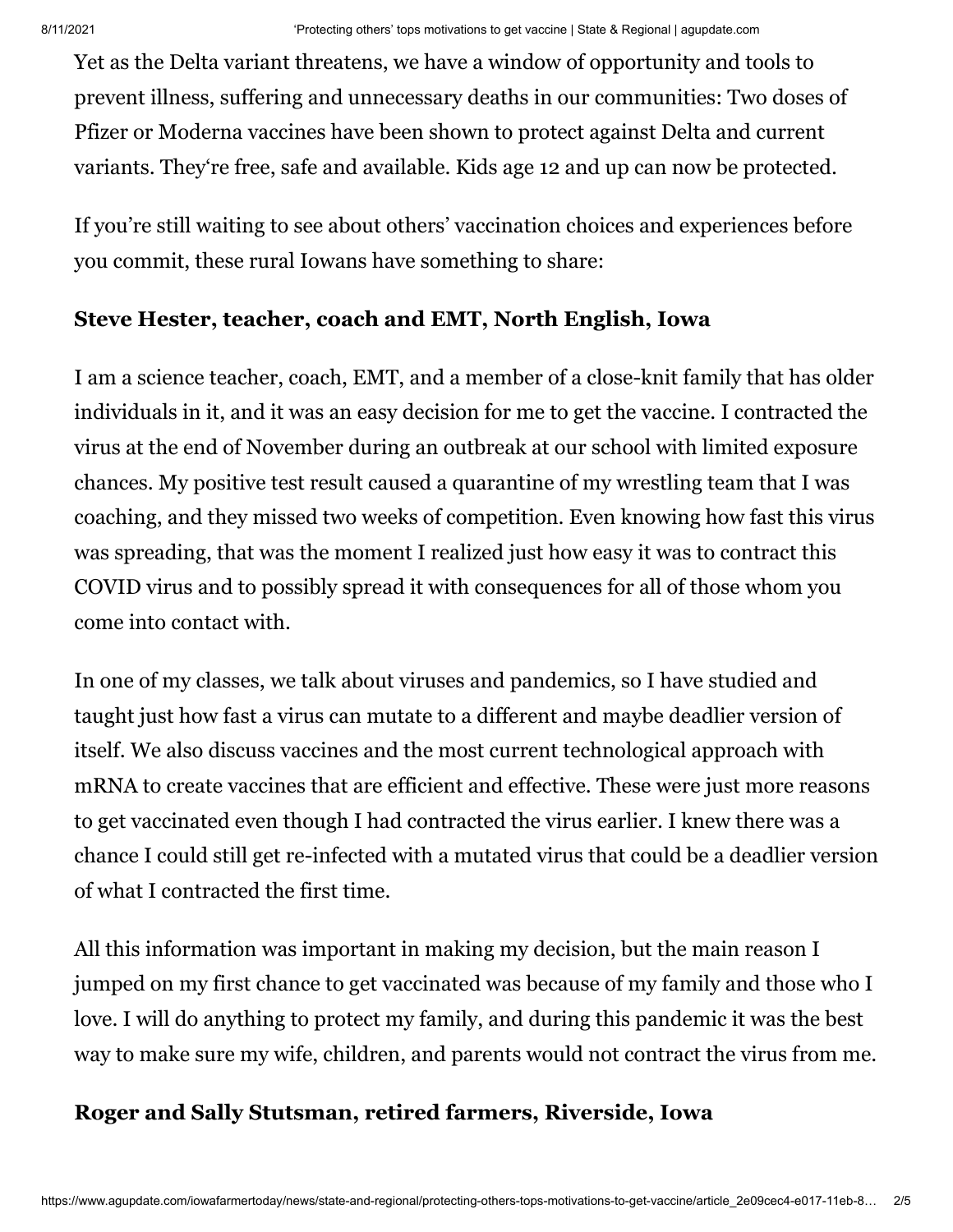Yet as the Delta variant threatens, we have a window of opportunity and tools to prevent illness, suffering and unnecessary deaths in our communities: Two doses of Pfizer or Moderna vaccines have been shown to protect against Delta and current variants. They're free, safe and available. Kids age 12 and up can now be protected.

If you're still waiting to see about others' vaccination choices and experiences before you commit, these rural Iowans have something to share:

**Steve Hester, teacher, coach and EMT, North English, Iowa**

I am a science teacher, coach, EMT, and a member of a close-knit family that has older individuals in it, and it was an easy decision for me to get the vaccine. I contracted the virus at the end of November during an outbreak at our school with limited exposure chances. My positive test result caused a quarantine of my wrestling team that I was coaching, and they missed two weeks of competition. Even knowing how fast this virus was spreading, that was the moment I realized just how easy it was to contract this COVID virus and to possibly spread it with consequences for all of those whom you come into contact with.

In one of my classes, we talk about viruses and pandemics, so I have studied and taught just how fast a virus can mutate to a different and maybe deadlier version of itself. We also discuss vaccines and the most current technological approach with mRNA to create vaccines that are efficient and effective. These were just more reasons to get vaccinated even though I had contracted the virus earlier. I knew there was a chance I could still get re-infected with a mutated virus that could be a deadlier version of what I contracted the first time.

All this information was important in making my decision, but the main reason I jumped on my first chance to get vaccinated was because of my family and those who I love. I will do anything to protect my family, and during this pandemic it was the best way to make sure my wife, children, and parents would not contract the virus from me.

**Roger and Sally Stutsman, retired farmers, Riverside, Iowa**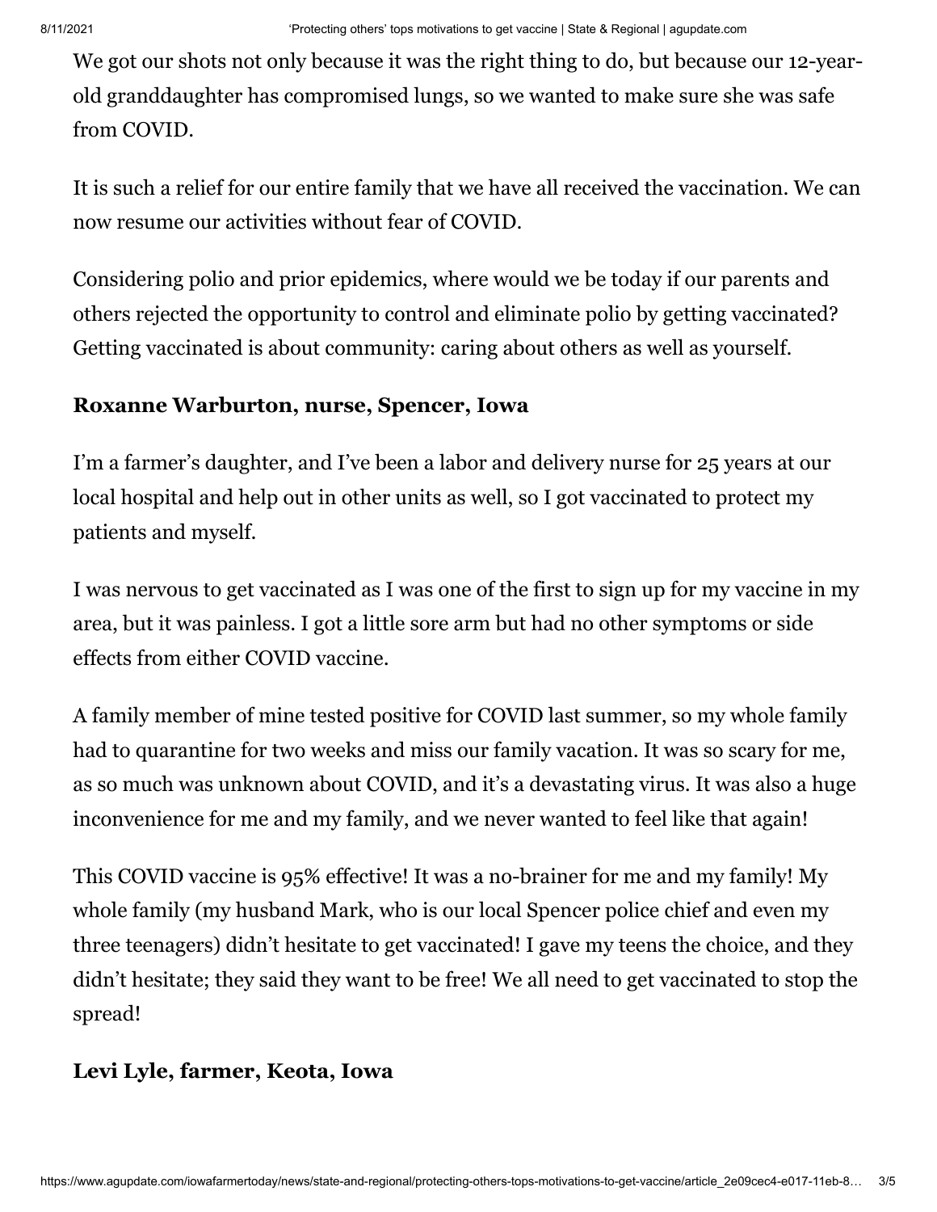We got our shots not only because it was the right thing to do, but because our 12-year-old granddaughter has compromised lungs, so we wanted to make sure she was safe from COVID.

It is such a relief for our entire family that we have all received the vaccination. We can now resume our activities without fear of COVID.

Considering polio and prior epidemics, where would we be today if our parents and others rejected the opportunity to control and eliminate polio by getting vaccinated? Getting vaccinated is about community: caring about others as well as yourself.

**Roxanne Warburton, nurse, Spencer, Iowa**

I'm a farmer's daughter, and I've been a labor and delivery nurse for 25 years at our local hospital and help out in other units as well, so I got vaccinated to protect my patients and myself.

I was nervous to get vaccinated as I was one of the first to sign up for my vaccine in my area, but it was painless. I got a little sore arm but had no other symptoms or side effects from either COVID vaccine.

A family member of mine tested positive for COVID last summer, so my whole family had to quarantine for two weeks and miss our family vacation. It was so scary for me, as so much was unknown about COVID, and it's a devastating virus. It was also a huge inconvenience for me and my family, and we never wanted to feel like that again!

This COVID vaccine is 95% effective! It was a no-brainer for me and my family! My whole family (my husband Mark, who is our local Spencer police chief and even my three teenagers) didn't hesitate to get vaccinated! I gave my teens the choice, and they didn't hesitate; they said they want to be free! We all need to get vaccinated to stop the spread!

**Levi Lyle, farmer, Keota, Iowa**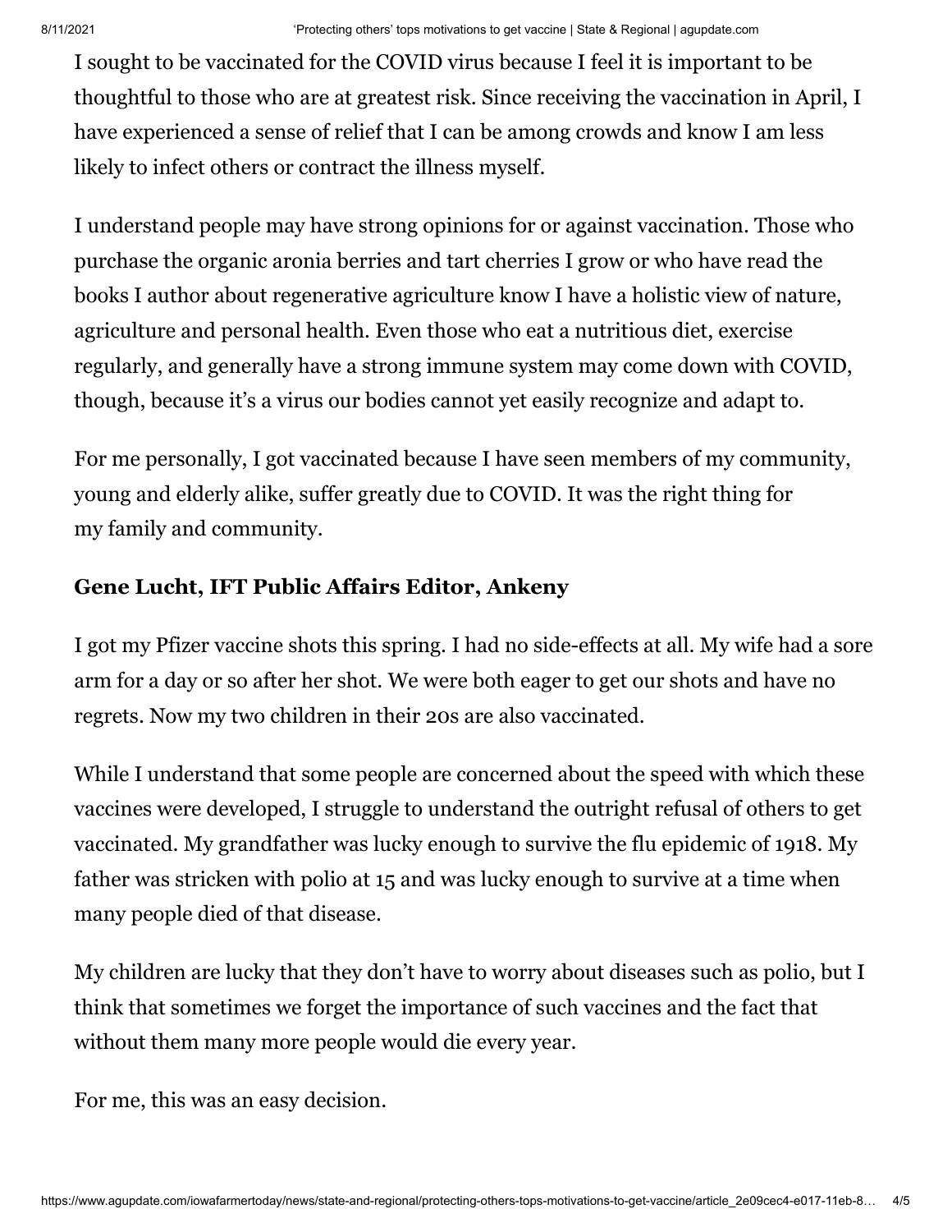I sought to be vaccinated for the COVID virus because I feel it is important to be thoughtful to those who are at greatest risk. Since receiving the vaccination in April, I have experienced a sense of relief that I can be among crowds and know I am less likely to infect others or contract the illness myself.

I understand people may have strong opinions for or against vaccination. Those who purchase the organic aronia berries and tart cherries I grow or who have read the books I author about regenerative agriculture know I have a holistic view of nature, agriculture and personal health. Even those who eat a nutritious diet, exercise regularly, and generally have a strong immune system may come down with COVID, though, because it's a virus our bodies cannot yet easily recognize and adapt to.

For me personally, I got vaccinated because I have seen members of my community, young and elderly alike, suffer greatly due to COVID. It was the right thing for my family and community.

**Gene Lucht, IFT Public Affairs Editor, Ankeny**

I got my Pfizer vaccine shots this spring. I had no side-effects at all. My wife had a sore arm for a day or so after her shot. We were both eager to get our shots and have no regrets. Now my two children in their 20s are also vaccinated.

While I understand that some people are concerned about the speed with which these vaccines were developed, I struggle to understand the outright refusal of others to get vaccinated. My grandfather was lucky enough to survive the flu epidemic of 1918. My father was stricken with polio at 15 and was lucky enough to survive at a time when many people died of that disease.

My children are lucky that they don't have to worry about diseases such as polio, but I think that sometimes we forget the importance of such vaccines and the fact that without them many more people would die every year.

For me, this was an easy decision.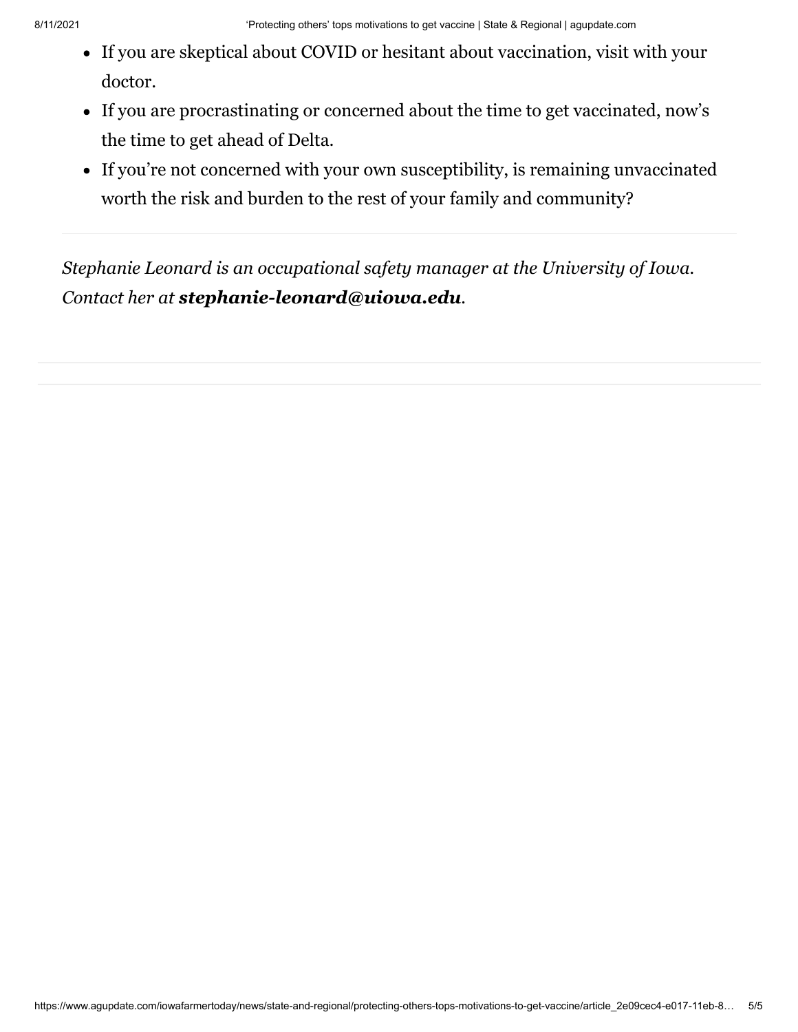- If you are skeptical about COVID or hesitant about vaccination, visit with your doctor.
- If you are procrastinating or concerned about the time to get vaccinated, now's the time to get ahead of Delta.
- If you're not concerned with your own susceptibility, is remaining unvaccinated worth the risk and burden to the rest of your family and community?

---

*Stephanie Leonard is an occupational safety manager at the University of Iowa. Contact her at* ***stephanie-leonard@uiowa.edu****.*